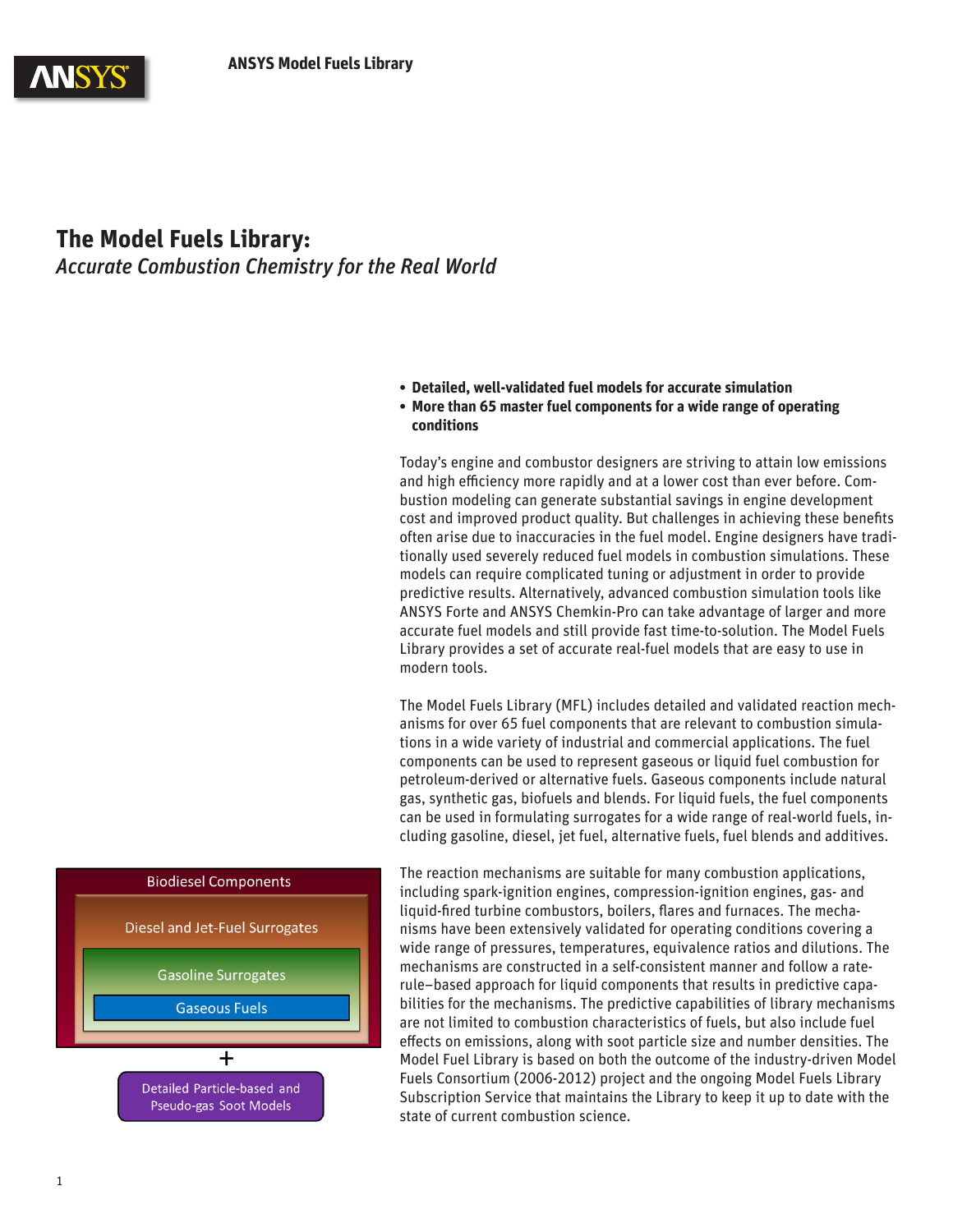# The Model Fuels Library:

*Accurate Combustion Chemistry for the Real World*

- **Detailed, well-validated fuel models for accurate simulation**
- **More than 65 master fuel components for a wide range of operating conditions**

Today's engine and combustor designers are striving to attain low emissions and high efficiency more rapidly and at a lower cost than ever before. Combustion modeling can generate substantial savings in engine development cost and improved product quality. But challenges in achieving these benefits often arise due to inaccuracies in the fuel model. Engine designers have traditionally used severely reduced fuel models in combustion simulations. These models can require complicated tuning or adjustment in order to provide predictive results. Alternatively, advanced combustion simulation tools like ANSYS Forte and ANSYS Chemkin-Pro can take advantage of larger and more accurate fuel models and still provide fast time-to-solution. The Model Fuels Library provides a set of accurate real-fuel models that are easy to use in modern tools.

The Model Fuels Library (MFL) includes detailed and validated reaction mechanisms for over 65 fuel components that are relevant to combustion simulations in a wide variety of industrial and commercial applications. The fuel components can be used to represent gaseous or liquid fuel combustion for petroleum-derived or alternative fuels. Gaseous components include natural gas, synthetic gas, biofuels and blends. For liquid fuels, the fuel components can be used in formulating surrogates for a wide range of real-world fuels, including gasoline, diesel, jet fuel, alternative fuels, fuel blends and additives.

Biodiesel Components

Diesel and Jet-Fuel Surrogates

Gasoline Surrogates

Gaseous Fuels

+

Detailed Particle-based and Pseudo-gas Soot Models

The reaction mechanisms are suitable for many combustion applications, including spark-ignition engines, compression-ignition engines, gas- and liquid-fired turbine combustors, boilers, flares and furnaces. The mechanisms have been extensively validated for operating conditions covering a wide range of pressures, temperatures, equivalence ratios and dilutions. The mechanisms are constructed in a self-consistent manner and follow a rate-rule–based approach for liquid components that results in predictive capabilities for the mechanisms. The predictive capabilities of library mechanisms are not limited to combustion characteristics of fuels, but also include fuel effects on emissions, along with soot particle size and number densities. The Model Fuel Library is based on both the outcome of the industry-driven Model Fuels Consortium (2006-2012) project and the ongoing Model Fuels Library Subscription Service that maintains the Library to keep it up to date with the state of current combustion science.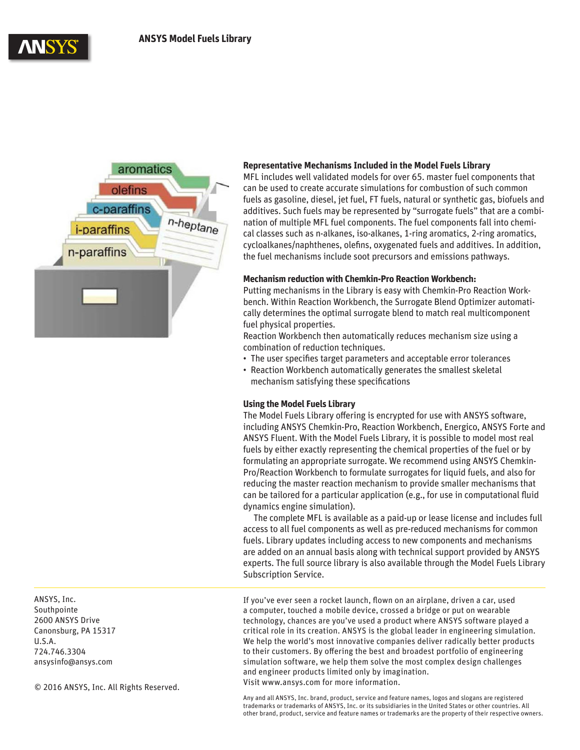## Representative Mechanisms Included in the Model Fuels Library

MFL includes well validated models for over 65. master fuel components that can be used to create accurate simulations for combustion of such common fuels as gasoline, diesel, jet fuel, FT fuels, natural or synthetic gas, biofuels and additives. Such fuels may be represented by "surrogate fuels" that are a combination of multiple MFL fuel components. The fuel components fall into chemical classes such as n-alkanes, iso-alkanes, 1-ring aromatics, 2-ring aromatics, cycloalkanes/naphthenes, olefins, oxygenated fuels and additives. In addition, the fuel mechanisms include soot precursors and emissions pathways.

## Mechanism reduction with Chemkin-Pro Reaction Workbench:

Putting mechanisms in the Library is easy with Chemkin-Pro Reaction Workbench. Within Reaction Workbench, the Surrogate Blend Optimizer automatically determines the optimal surrogate blend to match real multicomponent fuel physical properties.

Reaction Workbench then automatically reduces mechanism size using a combination of reduction techniques.

- The user specifies target parameters and acceptable error tolerances
- Reaction Workbench automatically generates the smallest skeletal mechanism satisfying these specifications

## Using the Model Fuels Library

The Model Fuels Library offering is encrypted for use with ANSYS software, including ANSYS Chemkin-Pro, Reaction Workbench, Energico, ANSYS Forte and ANSYS Fluent. With the Model Fuels Library, it is possible to model most real fuels by either exactly representing the chemical properties of the fuel or by formulating an appropriate surrogate. We recommend using ANSYS Chemkin-Pro/Reaction Workbench to formulate surrogates for liquid fuels, and also for reducing the master reaction mechanism to provide smaller mechanisms that can be tailored for a particular application (e.g., for use in computational fluid dynamics engine simulation).

The complete MFL is available as a paid-up or lease license and includes full access to all fuel components as well as pre-reduced mechanisms for common fuels. Library updates including access to new components and mechanisms are added on an annual basis along with technical support provided by ANSYS experts. The full source library is also available through the Model Fuels Library Subscription Service.

---

ANSYS, Inc.
Southpointe
2600 ANSYS Drive
Canonsburg, PA 15317
U.S.A.
724.746.3304
ansysinfo@ansys.com

© 2016 ANSYS, Inc. All Rights Reserved.

If you've ever seen a rocket launch, flown on an airplane, driven a car, used a computer, touched a mobile device, crossed a bridge or put on wearable technology, chances are you've used a product where ANSYS software played a critical role in its creation. ANSYS is the global leader in engineering simulation. We help the world's most innovative companies deliver radically better products to their customers. By offering the best and broadest portfolio of engineering simulation software, we help them solve the most complex design challenges and engineer products limited only by imagination.
Visit www.ansys.com for more information.

Any and all ANSYS, Inc. brand, product, service and feature names, logos and slogans are registered trademarks or trademarks of ANSYS, Inc. or its subsidiaries in the United States or other countries. All other brand, product, service and feature names or trademarks are the property of their respective owners.